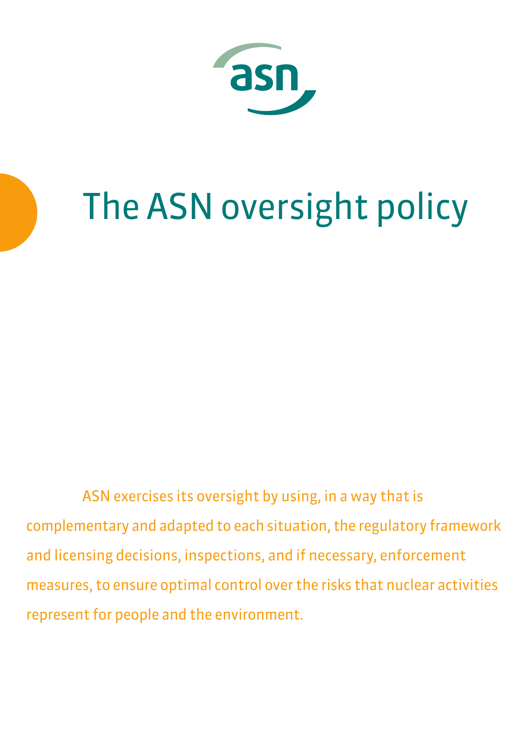asn

# The ASN oversight policy

ASN exercises its oversight by using, in a way that is complementary and adapted to each situation, the regulatory framework and licensing decisions, inspections, and if necessary, enforcement measures, to ensure optimal control over the risks that nuclear activities represent for people and the environment.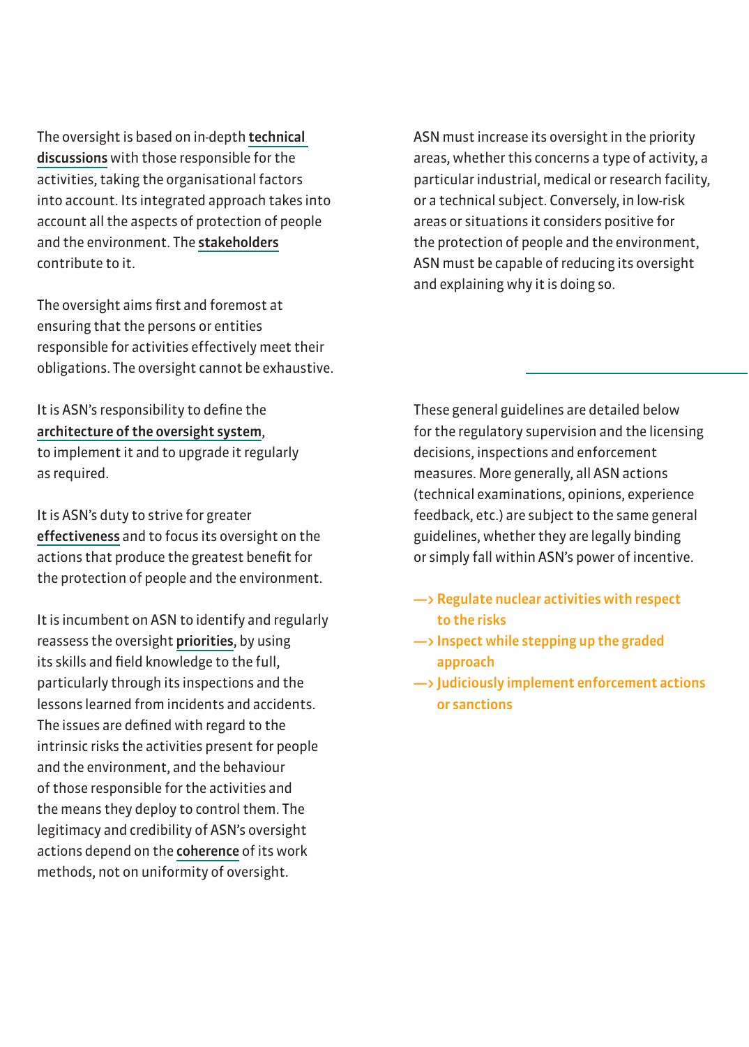The oversight is based on in-depth **technical discussions** with those responsible for the activities, taking the organisational factors into account. Its integrated approach takes into account all the aspects of protection of people and the environment. The **stakeholders** contribute to it.

The oversight aims first and foremost at ensuring that the persons or entities responsible for activities effectively meet their obligations. The oversight cannot be exhaustive.

It is ASN's responsibility to define the **architecture of the oversight system**, to implement it and to upgrade it regularly as required.

It is ASN's duty to strive for greater **effectiveness** and to focus its oversight on the actions that produce the greatest benefit for the protection of people and the environment.

It is incumbent on ASN to identify and regularly reassess the oversight **priorities**, by using its skills and field knowledge to the full, particularly through its inspections and the lessons learned from incidents and accidents. The issues are defined with regard to the intrinsic risks the activities present for people and the environment, and the behaviour of those responsible for the activities and the means they deploy to control them. The legitimacy and credibility of ASN's oversight actions depend on the **coherence** of its work methods, not on uniformity of oversight.

ASN must increase its oversight in the priority areas, whether this concerns a type of activity, a particular industrial, medical or research facility, or a technical subject. Conversely, in low-risk areas or situations it considers positive for the protection of people and the environment, ASN must be capable of reducing its oversight and explaining why it is doing so.

These general guidelines are detailed below for the regulatory supervision and the licensing decisions, inspections and enforcement measures. More generally, all ASN actions (technical examinations, opinions, experience feedback, etc.) are subject to the same general guidelines, whether they are legally binding or simply fall within ASN's power of incentive.

- **Regulate nuclear activities with respect to the risks**
- **Inspect while stepping up the graded approach**
- **Judiciously implement enforcement actions or sanctions**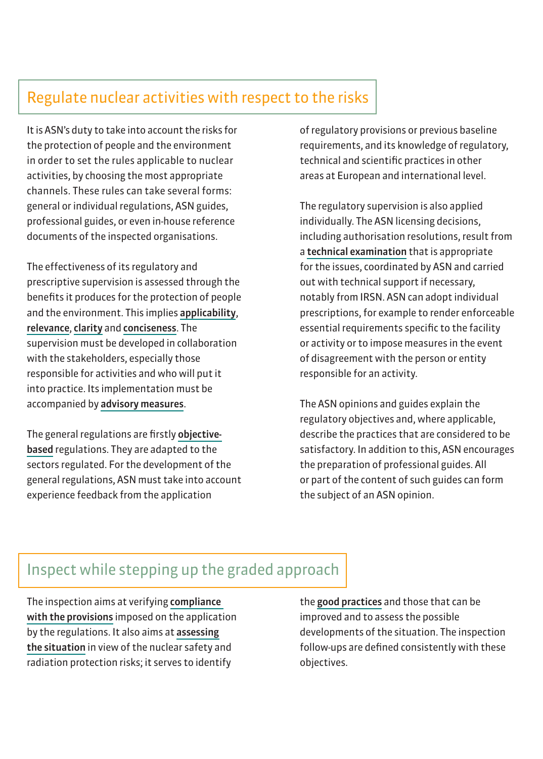## Regulate nuclear activities with respect to the risks

It is ASN's duty to take into account the risks for the protection of people and the environment in order to set the rules applicable to nuclear activities, by choosing the most appropriate channels. These rules can take several forms: general or individual regulations, ASN guides, professional guides, or even in-house reference documents of the inspected organisations.

The effectiveness of its regulatory and prescriptive supervision is assessed through the benefits it produces for the protection of people and the environment. This implies **applicability**, **relevance**, **clarity** and **conciseness**. The supervision must be developed in collaboration with the stakeholders, especially those responsible for activities and who will put it into practice. Its implementation must be accompanied by **advisory measures**.

The general regulations are firstly **objective-based** regulations. They are adapted to the sectors regulated. For the development of the general regulations, ASN must take into account experience feedback from the application of regulatory provisions or previous baseline requirements, and its knowledge of regulatory, technical and scientific practices in other areas at European and international level.

The regulatory supervision is also applied individually. The ASN licensing decisions, including authorisation resolutions, result from a **technical examination** that is appropriate for the issues, coordinated by ASN and carried out with technical support if necessary, notably from IRSN. ASN can adopt individual prescriptions, for example to render enforceable essential requirements specific to the facility or activity or to impose measures in the event of disagreement with the person or entity responsible for an activity.

The ASN opinions and guides explain the regulatory objectives and, where applicable, describe the practices that are considered to be satisfactory. In addition to this, ASN encourages the preparation of professional guides. All or part of the content of such guides can form the subject of an ASN opinion.

## Inspect while stepping up the graded approach

The inspection aims at verifying **compliance with the provisions** imposed on the application by the regulations. It also aims at **assessing the situation** in view of the nuclear safety and radiation protection risks; it serves to identify the **good practices** and those that can be improved and to assess the possible developments of the situation. The inspection follow-ups are defined consistently with these objectives.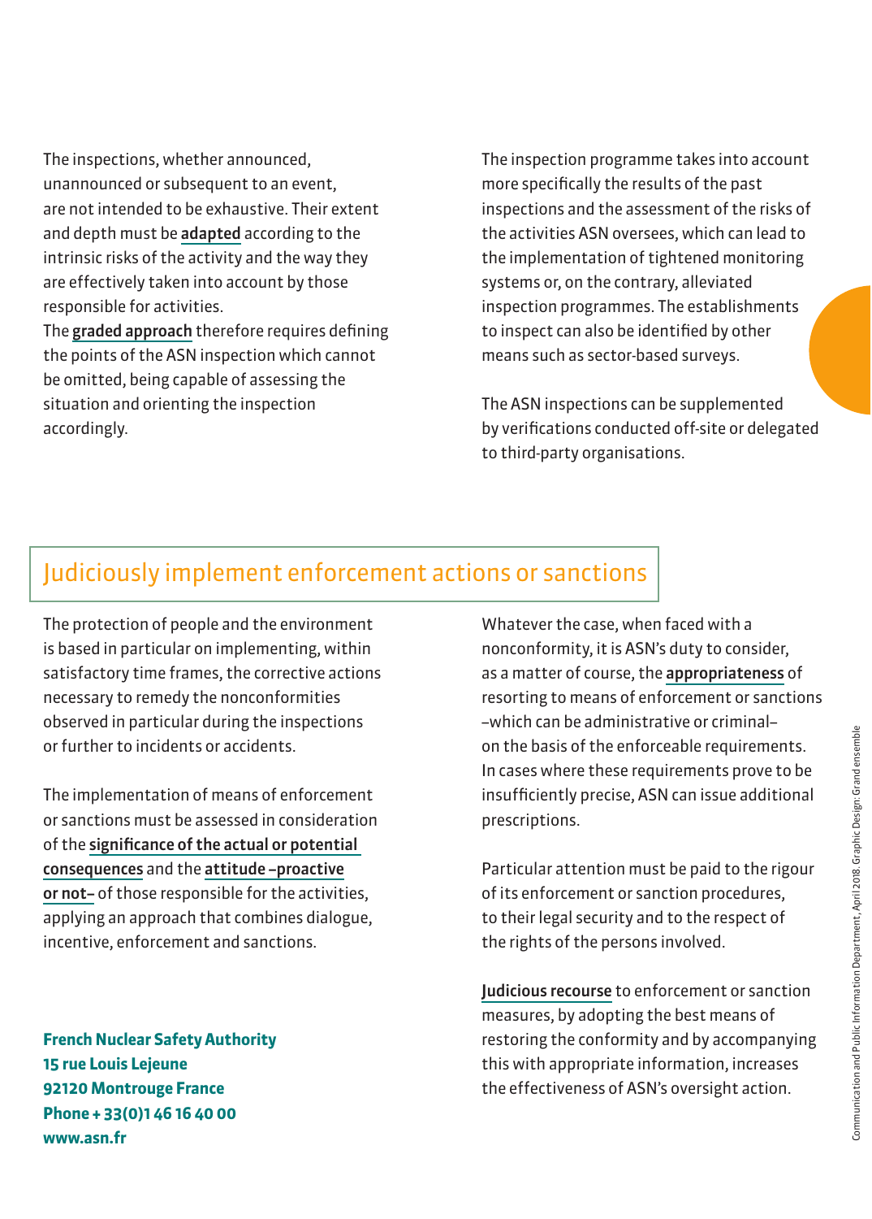The inspections, whether announced, unannounced or subsequent to an event, are not intended to be exhaustive. Their extent and depth must be **adapted** according to the intrinsic risks of the activity and the way they are effectively taken into account by those responsible for activities.
The **graded approach** therefore requires defining the points of the ASN inspection which cannot be omitted, being capable of assessing the situation and orienting the inspection accordingly.

The inspection programme takes into account more specifically the results of the past inspections and the assessment of the risks of the activities ASN oversees, which can lead to the implementation of tightened monitoring systems or, on the contrary, alleviated inspection programmes. The establishments to inspect can also be identified by other means such as sector-based surveys.

The ASN inspections can be supplemented by verifications conducted off-site or delegated to third-party organisations.

## Judiciously implement enforcement actions or sanctions

The protection of people and the environment is based in particular on implementing, within satisfactory time frames, the corrective actions necessary to remedy the nonconformities observed in particular during the inspections or further to incidents or accidents.

The implementation of means of enforcement or sanctions must be assessed in consideration of the **significance of the actual or potential consequences** and the **attitude –proactive or not–** of those responsible for the activities, applying an approach that combines dialogue, incentive, enforcement and sanctions.

Whatever the case, when faced with a nonconformity, it is ASN's duty to consider, as a matter of course, the **appropriateness** of resorting to means of enforcement or sanctions –which can be administrative or criminal– on the basis of the enforceable requirements. In cases where these requirements prove to be insufficiently precise, ASN can issue additional prescriptions.

Particular attention must be paid to the rigour of its enforcement or sanction procedures, to their legal security and to the respect of the rights of the persons involved.

**Judicious recourse** to enforcement or sanction measures, by adopting the best means of restoring the conformity and by accompanying this with appropriate information, increases the effectiveness of ASN's oversight action.

**French Nuclear Safety Authority**
**15 rue Louis Lejeune**
**92120 Montrouge France**
**Phone + 33(0)1 46 16 40 00**
**www.asn.fr**

Communication and Public Information Department, April 2018. Graphic Design: Grand ensemble